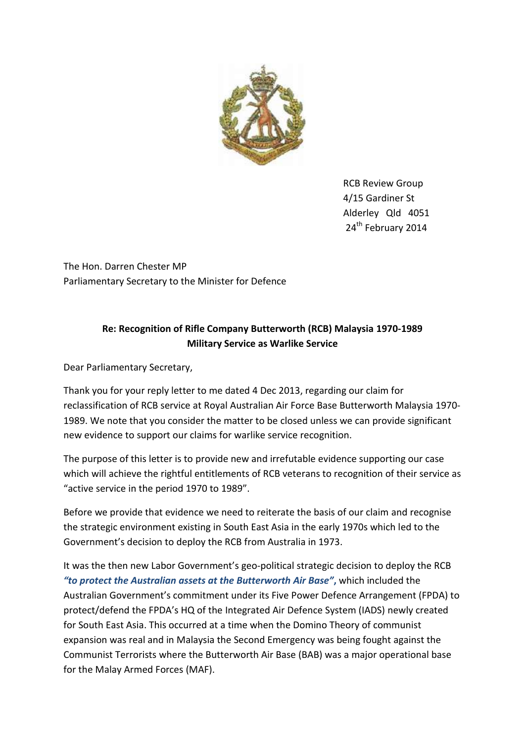RCB Review Group
4/15 Gardiner St
Alderley Qld 4051
24th February 2014

The Hon. Darren Chester MP
Parliamentary Secretary to the Minister for Defence

**Re: Recognition of Rifle Company Butterworth (RCB) Malaysia 1970-1989 Military Service as Warlike Service**

Dear Parliamentary Secretary,

Thank you for your reply letter to me dated 4 Dec 2013, regarding our claim for reclassification of RCB service at Royal Australian Air Force Base Butterworth Malaysia 1970-1989. We note that you consider the matter to be closed unless we can provide significant new evidence to support our claims for warlike service recognition.

The purpose of this letter is to provide new and irrefutable evidence supporting our case which will achieve the rightful entitlements of RCB veterans to recognition of their service as "active service in the period 1970 to 1989".

Before we provide that evidence we need to reiterate the basis of our claim and recognise the strategic environment existing in South East Asia in the early 1970s which led to the Government's decision to deploy the RCB from Australia in 1973.

It was the then new Labor Government's geo-political strategic decision to deploy the RCB ***"to protect the Australian assets at the Butterworth Air Base"***, which included the Australian Government's commitment under its Five Power Defence Arrangement (FPDA) to protect/defend the FPDA's HQ of the Integrated Air Defence System (IADS) newly created for South East Asia. This occurred at a time when the Domino Theory of communist expansion was real and in Malaysia the Second Emergency was being fought against the Communist Terrorists where the Butterworth Air Base (BAB) was a major operational base for the Malay Armed Forces (MAF).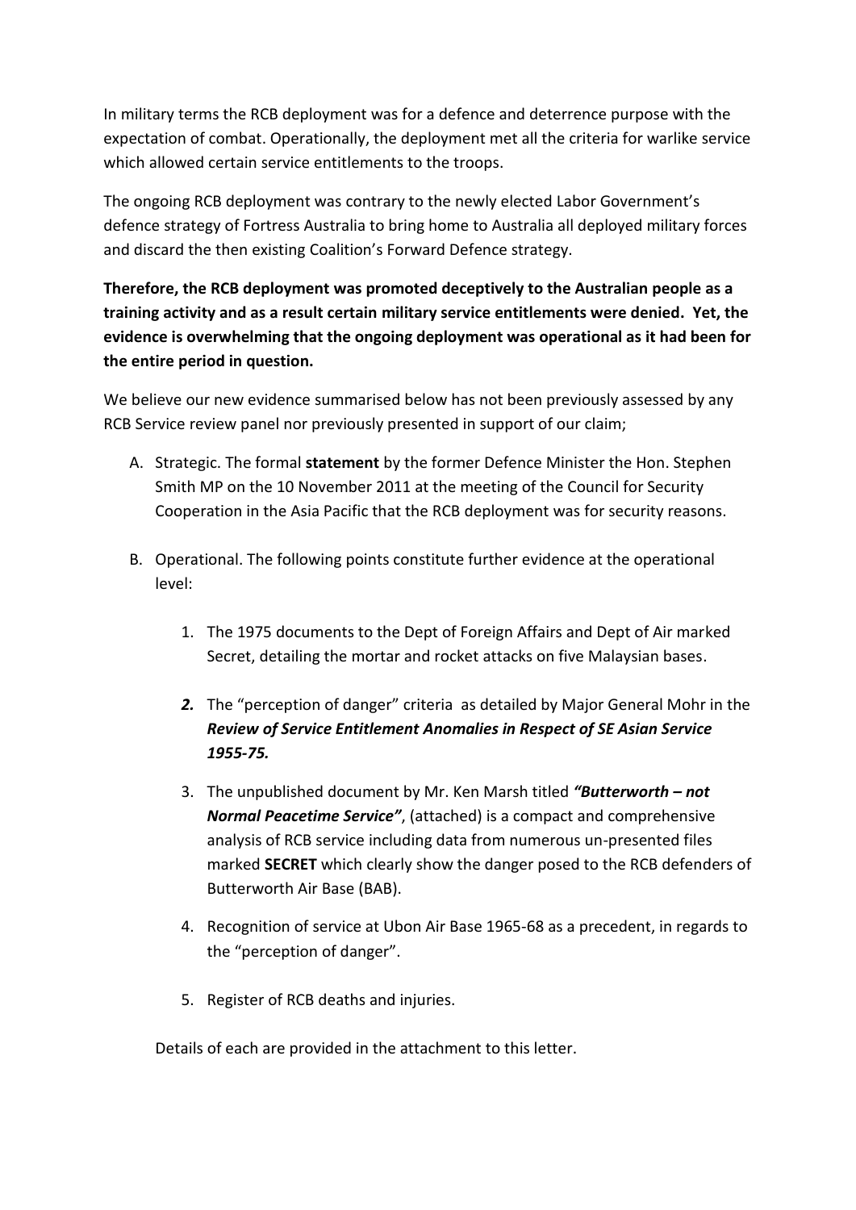In military terms the RCB deployment was for a defence and deterrence purpose with the expectation of combat. Operationally, the deployment met all the criteria for warlike service which allowed certain service entitlements to the troops.

The ongoing RCB deployment was contrary to the newly elected Labor Government's defence strategy of Fortress Australia to bring home to Australia all deployed military forces and discard the then existing Coalition's Forward Defence strategy.

**Therefore, the RCB deployment was promoted deceptively to the Australian people as a training activity and as a result certain military service entitlements were denied. Yet, the evidence is overwhelming that the ongoing deployment was operational as it had been for the entire period in question.**

We believe our new evidence summarised below has not been previously assessed by any RCB Service review panel nor previously presented in support of our claim;

A. Strategic. The formal **statement** by the former Defence Minister the Hon. Stephen Smith MP on the 10 November 2011 at the meeting of the Council for Security Cooperation in the Asia Pacific that the RCB deployment was for security reasons.

B. Operational. The following points constitute further evidence at the operational level:

   1. The 1975 documents to the Dept of Foreign Affairs and Dept of Air marked Secret, detailing the mortar and rocket attacks on five Malaysian bases.

   2. The "perception of danger" criteria as detailed by Major General Mohr in the ***Review of Service Entitlement Anomalies in Respect of SE Asian Service 1955-75.***

   3. The unpublished document by Mr. Ken Marsh titled ***"Butterworth – not Normal Peacetime Service"***, (attached) is a compact and comprehensive analysis of RCB service including data from numerous un-presented files marked **SECRET** which clearly show the danger posed to the RCB defenders of Butterworth Air Base (BAB).

   4. Recognition of service at Ubon Air Base 1965-68 as a precedent, in regards to the "perception of danger".

   5. Register of RCB deaths and injuries.

Details of each are provided in the attachment to this letter.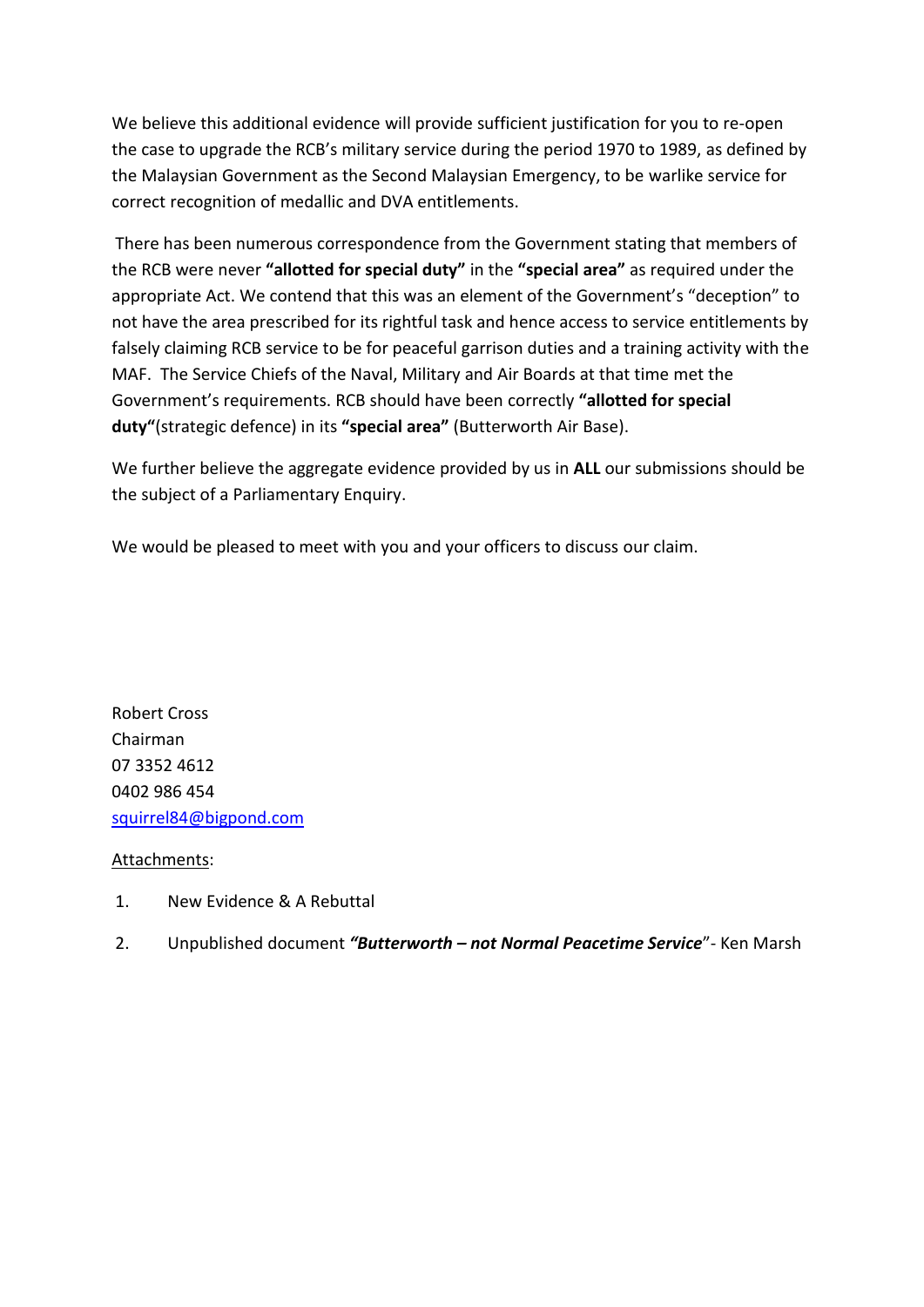We believe this additional evidence will provide sufficient justification for you to re-open the case to upgrade the RCB's military service during the period 1970 to 1989, as defined by the Malaysian Government as the Second Malaysian Emergency, to be warlike service for correct recognition of medallic and DVA entitlements.

There has been numerous correspondence from the Government stating that members of the RCB were never **"allotted for special duty"** in the **"special area"** as required under the appropriate Act. We contend that this was an element of the Government's "deception" to not have the area prescribed for its rightful task and hence access to service entitlements by falsely claiming RCB service to be for peaceful garrison duties and a training activity with the MAF. The Service Chiefs of the Naval, Military and Air Boards at that time met the Government's requirements. RCB should have been correctly **"allotted for special duty"**(strategic defence) in its **"special area"** (Butterworth Air Base).

We further believe the aggregate evidence provided by us in **ALL** our submissions should be the subject of a Parliamentary Enquiry.

We would be pleased to meet with you and your officers to discuss our claim.

Robert Cross
Chairman
07 3352 4612
0402 986 454
squirrel84@bigpond.com

Attachments:

1. New Evidence & A Rebuttal
2. Unpublished document ***"Butterworth – not Normal Peacetime Service***"- Ken Marsh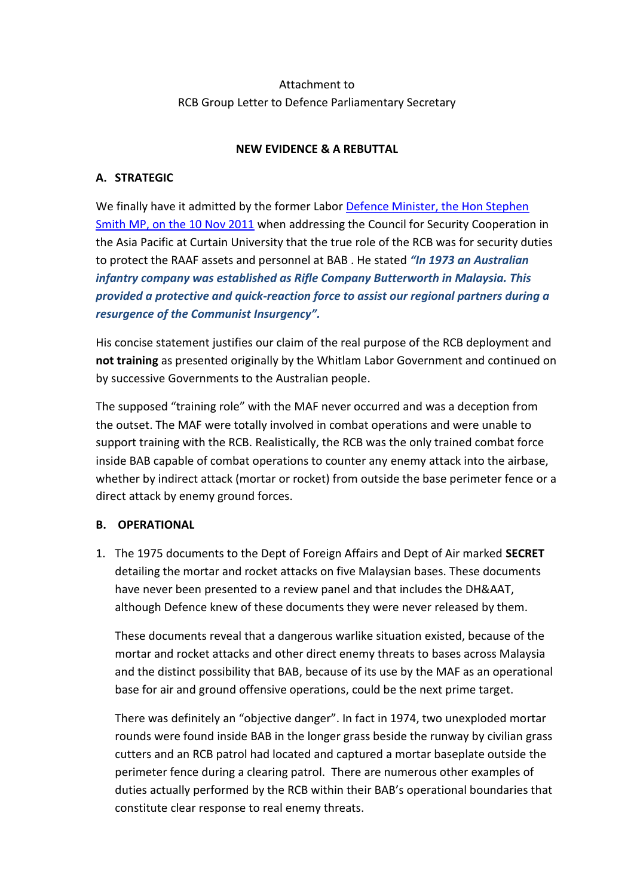Attachment to
RCB Group Letter to Defence Parliamentary Secretary

**NEW EVIDENCE & A REBUTTAL**

**A. STRATEGIC**

We finally have it admitted by the former Labor [Defence Minister, the Hon Stephen Smith MP, on the 10 Nov 2011]() when addressing the Council for Security Cooperation in the Asia Pacific at Curtain University that the true role of the RCB was for security duties to protect the RAAF assets and personnel at BAB . He stated ***"In 1973 an Australian infantry company was established as Rifle Company Butterworth in Malaysia. This provided a protective and quick-reaction force to assist our regional partners during a resurgence of the Communist Insurgency".***

His concise statement justifies our claim of the real purpose of the RCB deployment and **not training** as presented originally by the Whitlam Labor Government and continued on by successive Governments to the Australian people.

The supposed "training role" with the MAF never occurred and was a deception from the outset. The MAF were totally involved in combat operations and were unable to support training with the RCB. Realistically, the RCB was the only trained combat force inside BAB capable of combat operations to counter any enemy attack into the airbase, whether by indirect attack (mortar or rocket) from outside the base perimeter fence or a direct attack by enemy ground forces.

**B. OPERATIONAL**

1. The 1975 documents to the Dept of Foreign Affairs and Dept of Air marked **SECRET** detailing the mortar and rocket attacks on five Malaysian bases. These documents have never been presented to a review panel and that includes the DH&AAT, although Defence knew of these documents they were never released by them.

   These documents reveal that a dangerous warlike situation existed, because of the mortar and rocket attacks and other direct enemy threats to bases across Malaysia and the distinct possibility that BAB, because of its use by the MAF as an operational base for air and ground offensive operations, could be the next prime target.

   There was definitely an "objective danger". In fact in 1974, two unexploded mortar rounds were found inside BAB in the longer grass beside the runway by civilian grass cutters and an RCB patrol had located and captured a mortar baseplate outside the perimeter fence during a clearing patrol. There are numerous other examples of duties actually performed by the RCB within their BAB's operational boundaries that constitute clear response to real enemy threats.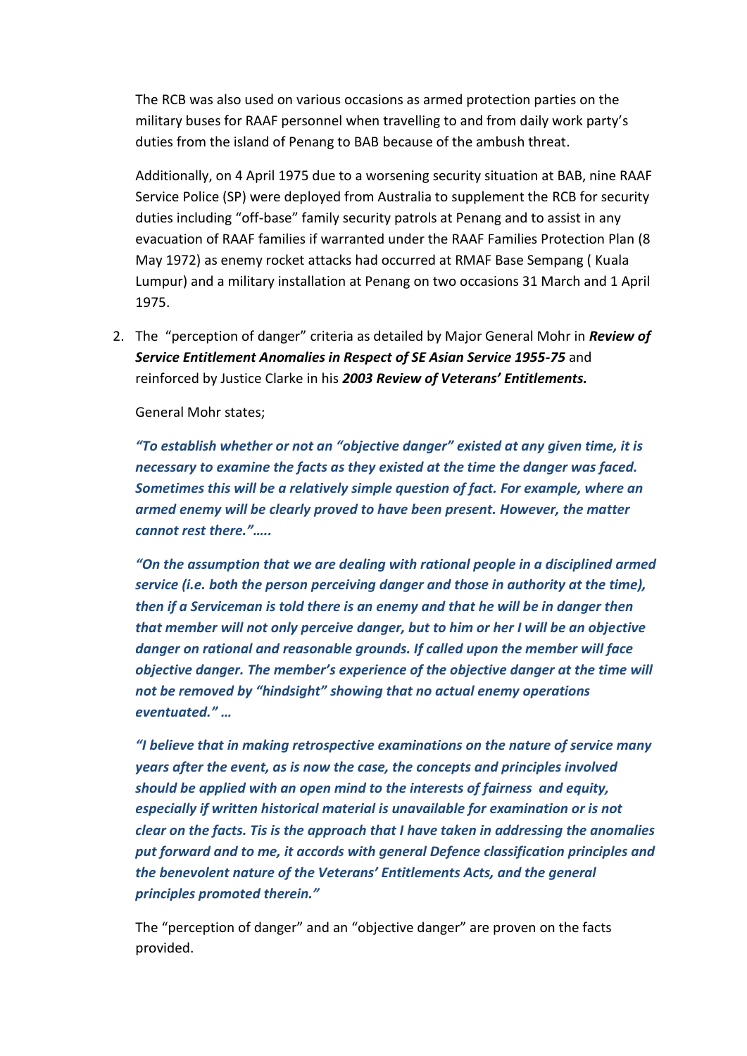The RCB was also used on various occasions as armed protection parties on the military buses for RAAF personnel when travelling to and from daily work party's duties from the island of Penang to BAB because of the ambush threat.

Additionally, on 4 April 1975 due to a worsening security situation at BAB, nine RAAF Service Police (SP) were deployed from Australia to supplement the RCB for security duties including "off-base" family security patrols at Penang and to assist in any evacuation of RAAF families if warranted under the RAAF Families Protection Plan (8 May 1972) as enemy rocket attacks had occurred at RMAF Base Sempang ( Kuala Lumpur) and a military installation at Penang on two occasions 31 March and 1 April 1975.

2. The "perception of danger" criteria as detailed by Major General Mohr in ***Review of Service Entitlement Anomalies in Respect of SE Asian Service 1955-75*** and reinforced by Justice Clarke in his ***2003 Review of Veterans' Entitlements.***

   General Mohr states;

   ***"To establish whether or not an "objective danger" existed at any given time, it is necessary to examine the facts as they existed at the time the danger was faced. Sometimes this will be a relatively simple question of fact. For example, where an armed enemy will be clearly proved to have been present. However, the matter cannot rest there."…..***

   ***"On the assumption that we are dealing with rational people in a disciplined armed service (i.e. both the person perceiving danger and those in authority at the time), then if a Serviceman is told there is an enemy and that he will be in danger then that member will not only perceive danger, but to him or her I will be an objective danger on rational and reasonable grounds. If called upon the member will face objective danger. The member's experience of the objective danger at the time will not be removed by "hindsight" showing that no actual enemy operations eventuated." …***

   ***"I believe that in making retrospective examinations on the nature of service many years after the event, as is now the case, the concepts and principles involved should be applied with an open mind to the interests of fairness and equity, especially if written historical material is unavailable for examination or is not clear on the facts. Tis is the approach that I have taken in addressing the anomalies put forward and to me, it accords with general Defence classification principles and the benevolent nature of the Veterans' Entitlements Acts, and the general principles promoted therein."***

   The "perception of danger" and an "objective danger" are proven on the facts provided.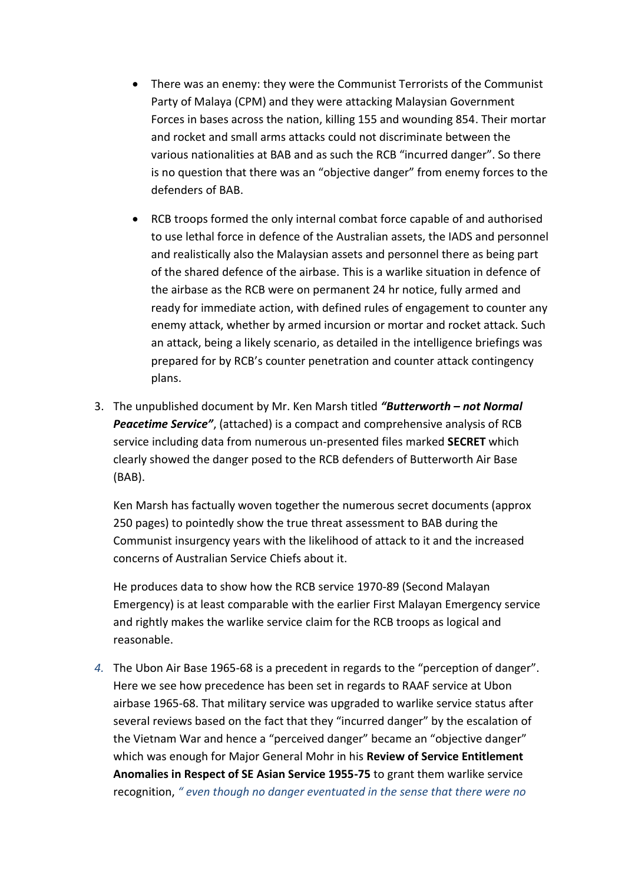- There was an enemy: they were the Communist Terrorists of the Communist Party of Malaya (CPM) and they were attacking Malaysian Government Forces in bases across the nation, killing 155 and wounding 854. Their mortar and rocket and small arms attacks could not discriminate between the various nationalities at BAB and as such the RCB "incurred danger". So there is no question that there was an "objective danger" from enemy forces to the defenders of BAB.

- RCB troops formed the only internal combat force capable of and authorised to use lethal force in defence of the Australian assets, the IADS and personnel and realistically also the Malaysian assets and personnel there as being part of the shared defence of the airbase. This is a warlike situation in defence of the airbase as the RCB were on permanent 24 hr notice, fully armed and ready for immediate action, with defined rules of engagement to counter any enemy attack, whether by armed incursion or mortar and rocket attack. Such an attack, being a likely scenario, as detailed in the intelligence briefings was prepared for by RCB's counter penetration and counter attack contingency plans.

3. The unpublished document by Mr. Ken Marsh titled ***"Butterworth – not Normal Peacetime Service"***, (attached) is a compact and comprehensive analysis of RCB service including data from numerous un-presented files marked **SECRET** which clearly showed the danger posed to the RCB defenders of Butterworth Air Base (BAB).

   Ken Marsh has factually woven together the numerous secret documents (approx 250 pages) to pointedly show the true threat assessment to BAB during the Communist insurgency years with the likelihood of attack to it and the increased concerns of Australian Service Chiefs about it.

   He produces data to show how the RCB service 1970-89 (Second Malayan Emergency) is at least comparable with the earlier First Malayan Emergency service and rightly makes the warlike service claim for the RCB troops as logical and reasonable.

4. The Ubon Air Base 1965-68 is a precedent in regards to the "perception of danger". Here we see how precedence has been set in regards to RAAF service at Ubon airbase 1965-68. That military service was upgraded to warlike service status after several reviews based on the fact that they "incurred danger" by the escalation of the Vietnam War and hence a "perceived danger" became an "objective danger" which was enough for Major General Mohr in his **Review of Service Entitlement Anomalies in Respect of SE Asian Service 1955-75** to grant them warlike service recognition, *" even though no danger eventuated in the sense that there were no*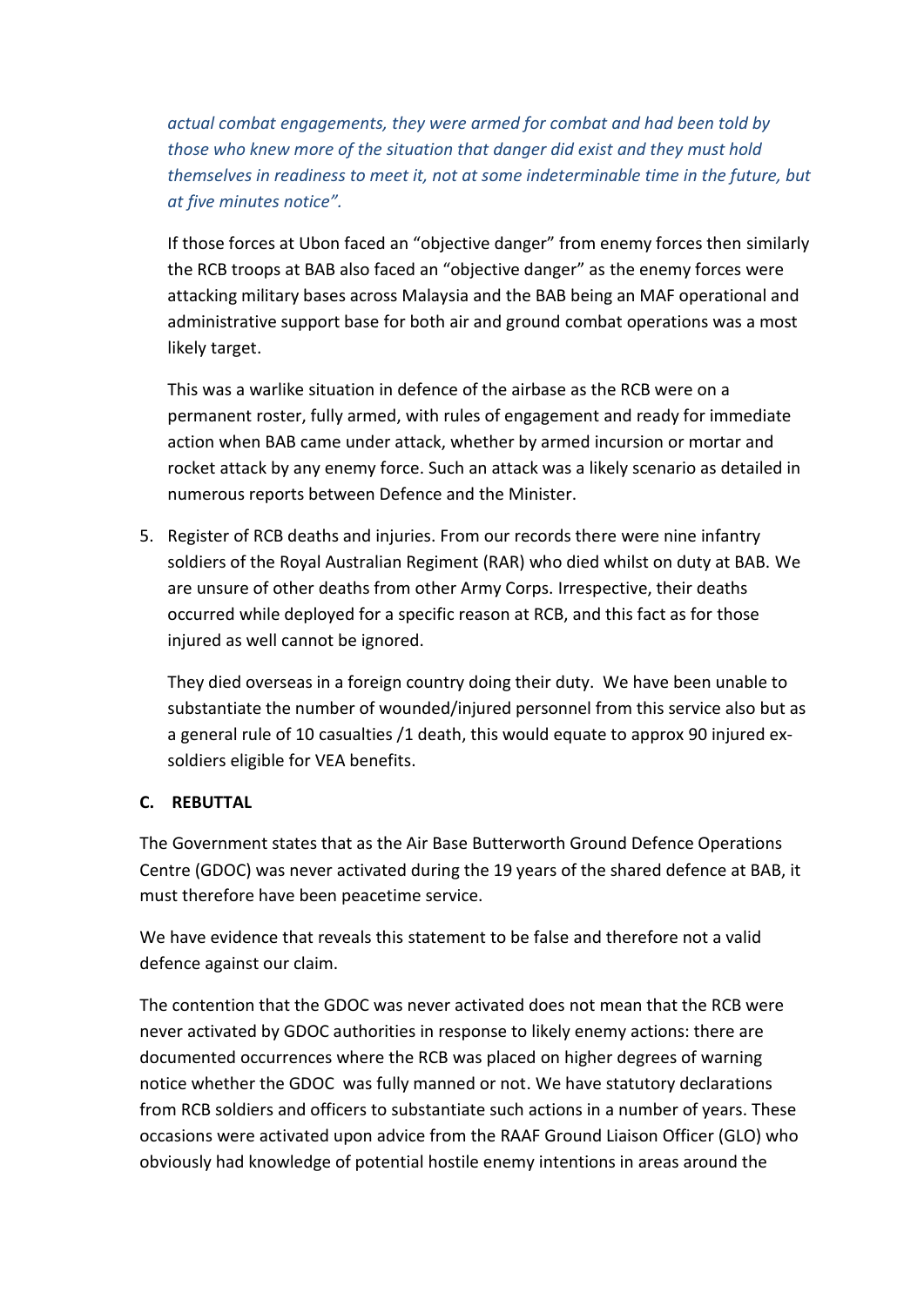*actual combat engagements, they were armed for combat and had been told by those who knew more of the situation that danger did exist and they must hold themselves in readiness to meet it, not at some indeterminable time in the future, but at five minutes notice".*

If those forces at Ubon faced an "objective danger" from enemy forces then similarly the RCB troops at BAB also faced an "objective danger" as the enemy forces were attacking military bases across Malaysia and the BAB being an MAF operational and administrative support base for both air and ground combat operations was a most likely target.

This was a warlike situation in defence of the airbase as the RCB were on a permanent roster, fully armed, with rules of engagement and ready for immediate action when BAB came under attack, whether by armed incursion or mortar and rocket attack by any enemy force. Such an attack was a likely scenario as detailed in numerous reports between Defence and the Minister.

5. Register of RCB deaths and injuries. From our records there were nine infantry soldiers of the Royal Australian Regiment (RAR) who died whilst on duty at BAB. We are unsure of other deaths from other Army Corps. Irrespective, their deaths occurred while deployed for a specific reason at RCB, and this fact as for those injured as well cannot be ignored.

   They died overseas in a foreign country doing their duty. We have been unable to substantiate the number of wounded/injured personnel from this service also but as a general rule of 10 casualties /1 death, this would equate to approx 90 injured ex-soldiers eligible for VEA benefits.

## C. REBUTTAL

The Government states that as the Air Base Butterworth Ground Defence Operations Centre (GDOC) was never activated during the 19 years of the shared defence at BAB, it must therefore have been peacetime service.

We have evidence that reveals this statement to be false and therefore not a valid defence against our claim.

The contention that the GDOC was never activated does not mean that the RCB were never activated by GDOC authorities in response to likely enemy actions: there are documented occurrences where the RCB was placed on higher degrees of warning notice whether the GDOC was fully manned or not. We have statutory declarations from RCB soldiers and officers to substantiate such actions in a number of years. These occasions were activated upon advice from the RAAF Ground Liaison Officer (GLO) who obviously had knowledge of potential hostile enemy intentions in areas around the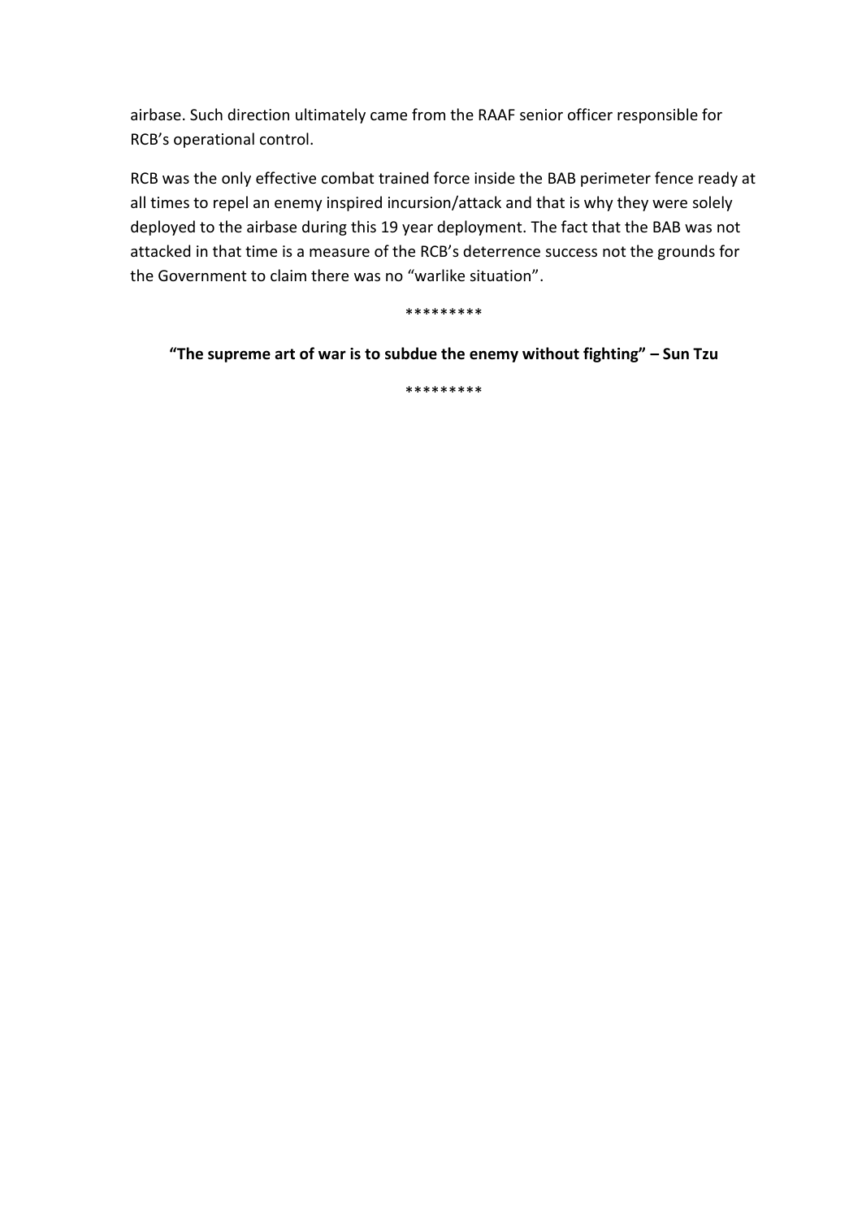airbase. Such direction ultimately came from the RAAF senior officer responsible for RCB's operational control.

RCB was the only effective combat trained force inside the BAB perimeter fence ready at all times to repel an enemy inspired incursion/attack and that is why they were solely deployed to the airbase during this 19 year deployment. The fact that the BAB was not attacked in that time is a measure of the RCB's deterrence success not the grounds for the Government to claim there was no "warlike situation".

*********

**"The supreme art of war is to subdue the enemy without fighting" – Sun Tzu**

*********